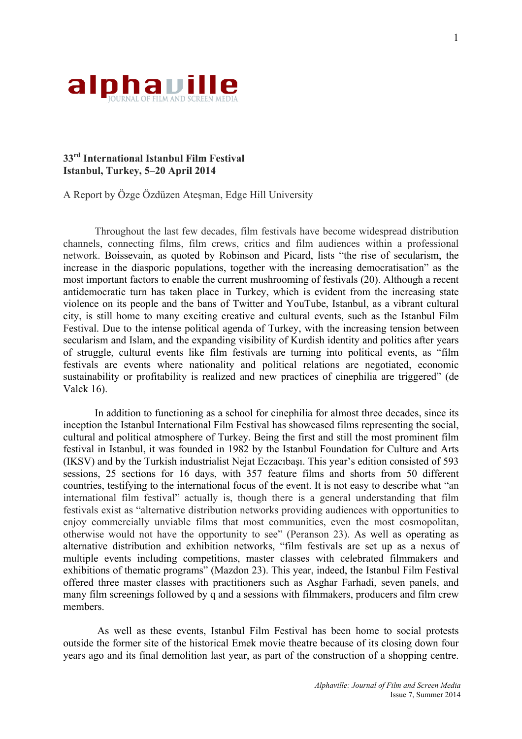alphaville
JOURNAL OF FILM AND SCREEN MEDIA

**33rd International Istanbul Film Festival**
**Istanbul, Turkey, 5–20 April 2014**

A Report by Özge Özdüzen Ateşman, Edge Hill University

Throughout the last few decades, film festivals have become widespread distribution channels, connecting films, film crews, critics and film audiences within a professional network. Boissevain, as quoted by Robinson and Picard, lists "the rise of secularism, the increase in the diasporic populations, together with the increasing democratisation" as the most important factors to enable the current mushrooming of festivals (20). Although a recent antidemocratic turn has taken place in Turkey, which is evident from the increasing state violence on its people and the bans of Twitter and YouTube, Istanbul, as a vibrant cultural city, is still home to many exciting creative and cultural events, such as the Istanbul Film Festival. Due to the intense political agenda of Turkey, with the increasing tension between secularism and Islam, and the expanding visibility of Kurdish identity and politics after years of struggle, cultural events like film festivals are turning into political events, as "film festivals are events where nationality and political relations are negotiated, economic sustainability or profitability is realized and new practices of cinephilia are triggered" (de Valck 16).

In addition to functioning as a school for cinephilia for almost three decades, since its inception the Istanbul International Film Festival has showcased films representing the social, cultural and political atmosphere of Turkey. Being the first and still the most prominent film festival in Istanbul, it was founded in 1982 by the Istanbul Foundation for Culture and Arts (IKSV) and by the Turkish industrialist Nejat Eczacıbaşı. This year's edition consisted of 593 sessions, 25 sections for 16 days, with 357 feature films and shorts from 50 different countries, testifying to the international focus of the event. It is not easy to describe what "an international film festival" actually is, though there is a general understanding that film festivals exist as "alternative distribution networks providing audiences with opportunities to enjoy commercially unviable films that most communities, even the most cosmopolitan, otherwise would not have the opportunity to see" (Peranson 23). As well as operating as alternative distribution and exhibition networks, "film festivals are set up as a nexus of multiple events including competitions, master classes with celebrated filmmakers and exhibitions of thematic programs" (Mazdon 23). This year, indeed, the Istanbul Film Festival offered three master classes with practitioners such as Asghar Farhadi, seven panels, and many film screenings followed by q and a sessions with filmmakers, producers and film crew members.

As well as these events, Istanbul Film Festival has been home to social protests outside the former site of the historical Emek movie theatre because of its closing down four years ago and its final demolition last year, as part of the construction of a shopping centre.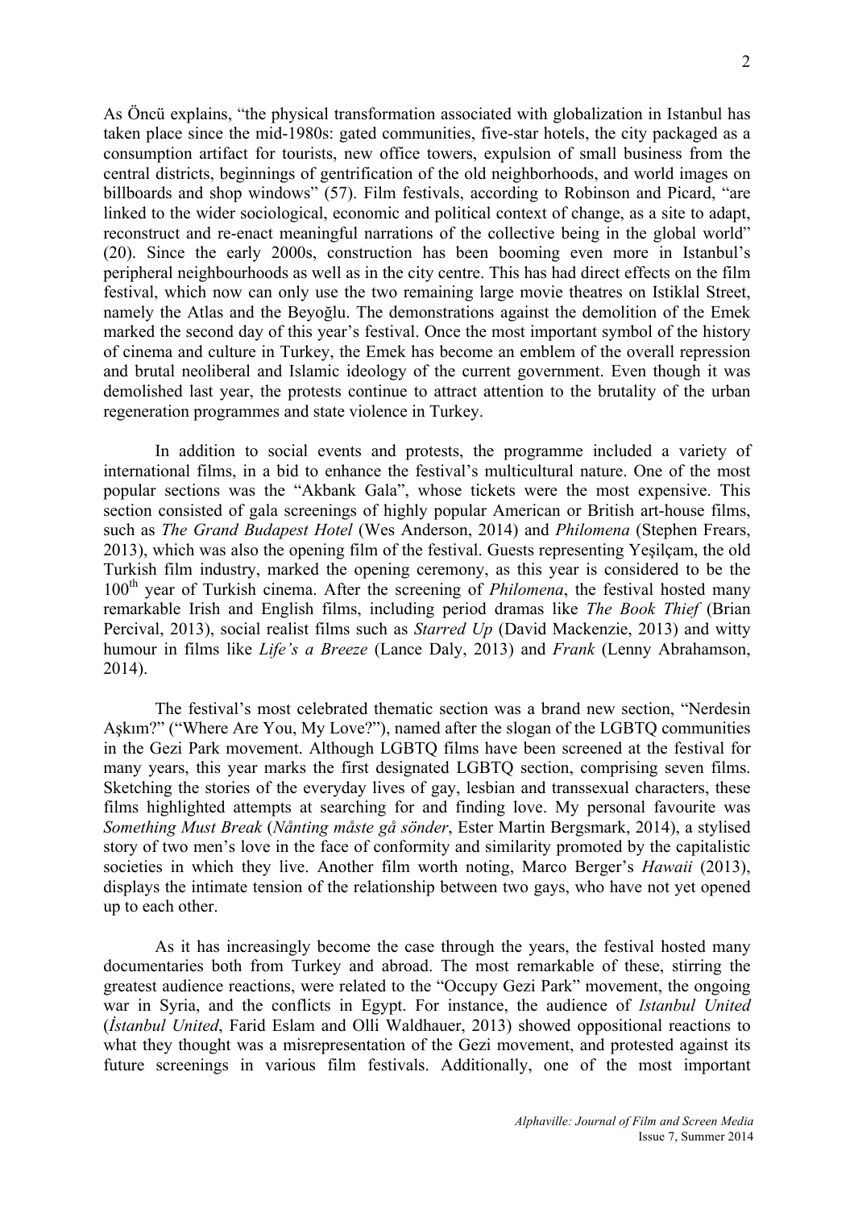As Öncü explains, "the physical transformation associated with globalization in Istanbul has taken place since the mid-1980s: gated communities, five-star hotels, the city packaged as a consumption artifact for tourists, new office towers, expulsion of small business from the central districts, beginnings of gentrification of the old neighborhoods, and world images on billboards and shop windows" (57). Film festivals, according to Robinson and Picard, "are linked to the wider sociological, economic and political context of change, as a site to adapt, reconstruct and re-enact meaningful narrations of the collective being in the global world" (20). Since the early 2000s, construction has been booming even more in Istanbul's peripheral neighbourhoods as well as in the city centre. This has had direct effects on the film festival, which now can only use the two remaining large movie theatres on Istiklal Street, namely the Atlas and the Beyoğlu. The demonstrations against the demolition of the Emek marked the second day of this year's festival. Once the most important symbol of the history of cinema and culture in Turkey, the Emek has become an emblem of the overall repression and brutal neoliberal and Islamic ideology of the current government. Even though it was demolished last year, the protests continue to attract attention to the brutality of the urban regeneration programmes and state violence in Turkey.

In addition to social events and protests, the programme included a variety of international films, in a bid to enhance the festival's multicultural nature. One of the most popular sections was the "Akbank Gala", whose tickets were the most expensive. This section consisted of gala screenings of highly popular American or British art-house films, such as *The Grand Budapest Hotel* (Wes Anderson, 2014) and *Philomena* (Stephen Frears, 2013), which was also the opening film of the festival. Guests representing Yeşilçam, the old Turkish film industry, marked the opening ceremony, as this year is considered to be the 100th year of Turkish cinema. After the screening of *Philomena*, the festival hosted many remarkable Irish and English films, including period dramas like *The Book Thief* (Brian Percival, 2013), social realist films such as *Starred Up* (David Mackenzie, 2013) and witty humour in films like *Life's a Breeze* (Lance Daly, 2013) and *Frank* (Lenny Abrahamson, 2014).

The festival's most celebrated thematic section was a brand new section, "Nerdesin Aşkım?" ("Where Are You, My Love?"), named after the slogan of the LGBTQ communities in the Gezi Park movement. Although LGBTQ films have been screened at the festival for many years, this year marks the first designated LGBTQ section, comprising seven films. Sketching the stories of the everyday lives of gay, lesbian and transsexual characters, these films highlighted attempts at searching for and finding love. My personal favourite was *Something Must Break* (*Nånting måste gå sönder*, Ester Martin Bergsmark, 2014), a stylised story of two men's love in the face of conformity and similarity promoted by the capitalistic societies in which they live. Another film worth noting, Marco Berger's *Hawaii* (2013), displays the intimate tension of the relationship between two gays, who have not yet opened up to each other.

As it has increasingly become the case through the years, the festival hosted many documentaries both from Turkey and abroad. The most remarkable of these, stirring the greatest audience reactions, were related to the "Occupy Gezi Park" movement, the ongoing war in Syria, and the conflicts in Egypt. For instance, the audience of *Istanbul United* (*İstanbul United*, Farid Eslam and Olli Waldhauer, 2013) showed oppositional reactions to what they thought was a misrepresentation of the Gezi movement, and protested against its future screenings in various film festivals. Additionally, one of the most important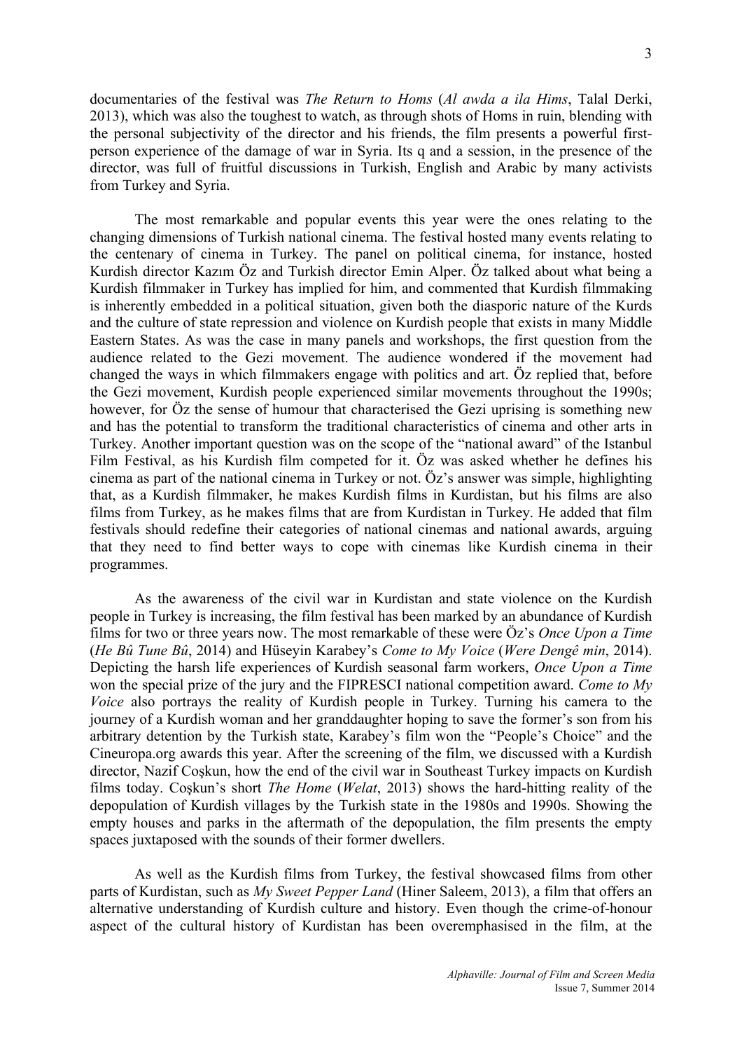documentaries of the festival was *The Return to Homs* (*Al awda a ila Hims*, Talal Derki, 2013), which was also the toughest to watch, as through shots of Homs in ruin, blending with the personal subjectivity of the director and his friends, the film presents a powerful first-person experience of the damage of war in Syria. Its q and a session, in the presence of the director, was full of fruitful discussions in Turkish, English and Arabic by many activists from Turkey and Syria.

The most remarkable and popular events this year were the ones relating to the changing dimensions of Turkish national cinema. The festival hosted many events relating to the centenary of cinema in Turkey. The panel on political cinema, for instance, hosted Kurdish director Kazım Öz and Turkish director Emin Alper. Öz talked about what being a Kurdish filmmaker in Turkey has implied for him, and commented that Kurdish filmmaking is inherently embedded in a political situation, given both the diasporic nature of the Kurds and the culture of state repression and violence on Kurdish people that exists in many Middle Eastern States. As was the case in many panels and workshops, the first question from the audience related to the Gezi movement. The audience wondered if the movement had changed the ways in which filmmakers engage with politics and art. Öz replied that, before the Gezi movement, Kurdish people experienced similar movements throughout the 1990s; however, for Öz the sense of humour that characterised the Gezi uprising is something new and has the potential to transform the traditional characteristics of cinema and other arts in Turkey. Another important question was on the scope of the "national award" of the Istanbul Film Festival, as his Kurdish film competed for it. Öz was asked whether he defines his cinema as part of the national cinema in Turkey or not. Öz's answer was simple, highlighting that, as a Kurdish filmmaker, he makes Kurdish films in Kurdistan, but his films are also films from Turkey, as he makes films that are from Kurdistan in Turkey. He added that film festivals should redefine their categories of national cinemas and national awards, arguing that they need to find better ways to cope with cinemas like Kurdish cinema in their programmes.

As the awareness of the civil war in Kurdistan and state violence on the Kurdish people in Turkey is increasing, the film festival has been marked by an abundance of Kurdish films for two or three years now. The most remarkable of these were Öz's *Once Upon a Time* (*He Bû Tune Bû*, 2014) and Hüseyin Karabey's *Come to My Voice* (*Were Dengê min*, 2014). Depicting the harsh life experiences of Kurdish seasonal farm workers, *Once Upon a Time* won the special prize of the jury and the FIPRESCI national competition award. *Come to My Voice* also portrays the reality of Kurdish people in Turkey. Turning his camera to the journey of a Kurdish woman and her granddaughter hoping to save the former's son from his arbitrary detention by the Turkish state, Karabey's film won the "People's Choice" and the Cineuropa.org awards this year. After the screening of the film, we discussed with a Kurdish director, Nazif Coşkun, how the end of the civil war in Southeast Turkey impacts on Kurdish films today. Coşkun's short *The Home* (*Welat*, 2013) shows the hard-hitting reality of the depopulation of Kurdish villages by the Turkish state in the 1980s and 1990s. Showing the empty houses and parks in the aftermath of the depopulation, the film presents the empty spaces juxtaposed with the sounds of their former dwellers.

As well as the Kurdish films from Turkey, the festival showcased films from other parts of Kurdistan, such as *My Sweet Pepper Land* (Hiner Saleem, 2013), a film that offers an alternative understanding of Kurdish culture and history. Even though the crime-of-honour aspect of the cultural history of Kurdistan has been overemphasised in the film, at the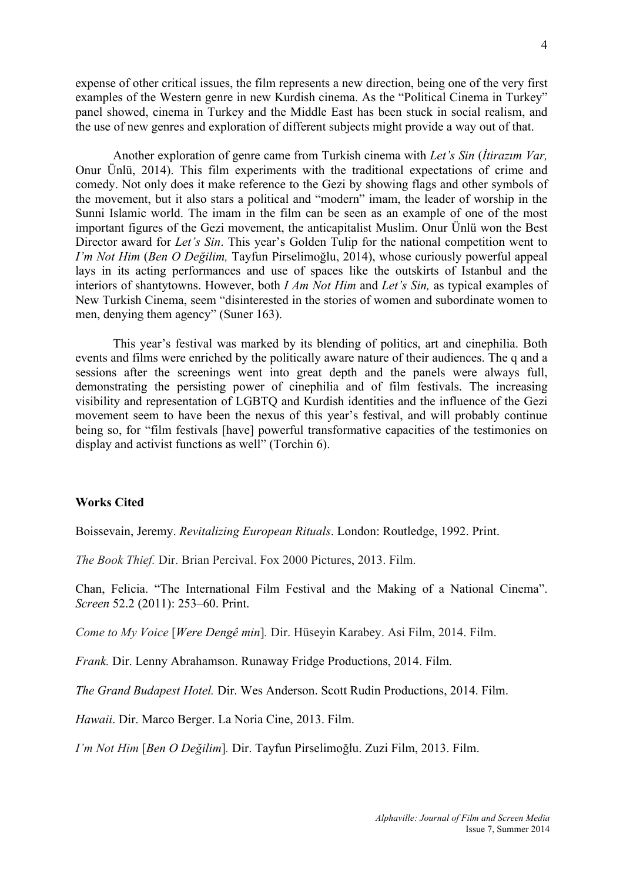expense of other critical issues, the film represents a new direction, being one of the very first examples of the Western genre in new Kurdish cinema. As the "Political Cinema in Turkey" panel showed, cinema in Turkey and the Middle East has been stuck in social realism, and the use of new genres and exploration of different subjects might provide a way out of that.

Another exploration of genre came from Turkish cinema with *Let's Sin* (*İtirazım Var,* Onur Ünlü, 2014). This film experiments with the traditional expectations of crime and comedy. Not only does it make reference to the Gezi by showing flags and other symbols of the movement, but it also stars a political and "modern" imam, the leader of worship in the Sunni Islamic world. The imam in the film can be seen as an example of one of the most important figures of the Gezi movement, the anticapitalist Muslim. Onur Ünlü won the Best Director award for *Let's Sin*. This year's Golden Tulip for the national competition went to *I'm Not Him* (*Ben O Değilim,* Tayfun Pirselimoğlu, 2014), whose curiously powerful appeal lays in its acting performances and use of spaces like the outskirts of Istanbul and the interiors of shantytowns. However, both *I Am Not Him* and *Let's Sin,* as typical examples of New Turkish Cinema, seem "disinterested in the stories of women and subordinate women to men, denying them agency" (Suner 163).

This year's festival was marked by its blending of politics, art and cinephilia. Both events and films were enriched by the politically aware nature of their audiences. The q and a sessions after the screenings went into great depth and the panels were always full, demonstrating the persisting power of cinephilia and of film festivals. The increasing visibility and representation of LGBTQ and Kurdish identities and the influence of the Gezi movement seem to have been the nexus of this year's festival, and will probably continue being so, for "film festivals [have] powerful transformative capacities of the testimonies on display and activist functions as well" (Torchin 6).

**Works Cited**

Boissevain, Jeremy. *Revitalizing European Rituals*. London: Routledge, 1992. Print.

*The Book Thief.* Dir. Brian Percival. Fox 2000 Pictures, 2013. Film.

Chan, Felicia. "The International Film Festival and the Making of a National Cinema". *Screen* 52.2 (2011): 253–60. Print.

*Come to My Voice* [*Were Dengê min*]*.* Dir. Hüseyin Karabey. Asi Film, 2014. Film.

*Frank.* Dir. Lenny Abrahamson. Runaway Fridge Productions, 2014. Film.

*The Grand Budapest Hotel.* Dir. Wes Anderson. Scott Rudin Productions, 2014. Film.

*Hawaii*. Dir. Marco Berger. La Noria Cine, 2013. Film.

*I'm Not Him* [*Ben O Değilim*]*.* Dir. Tayfun Pirselimoğlu. Zuzi Film, 2013. Film.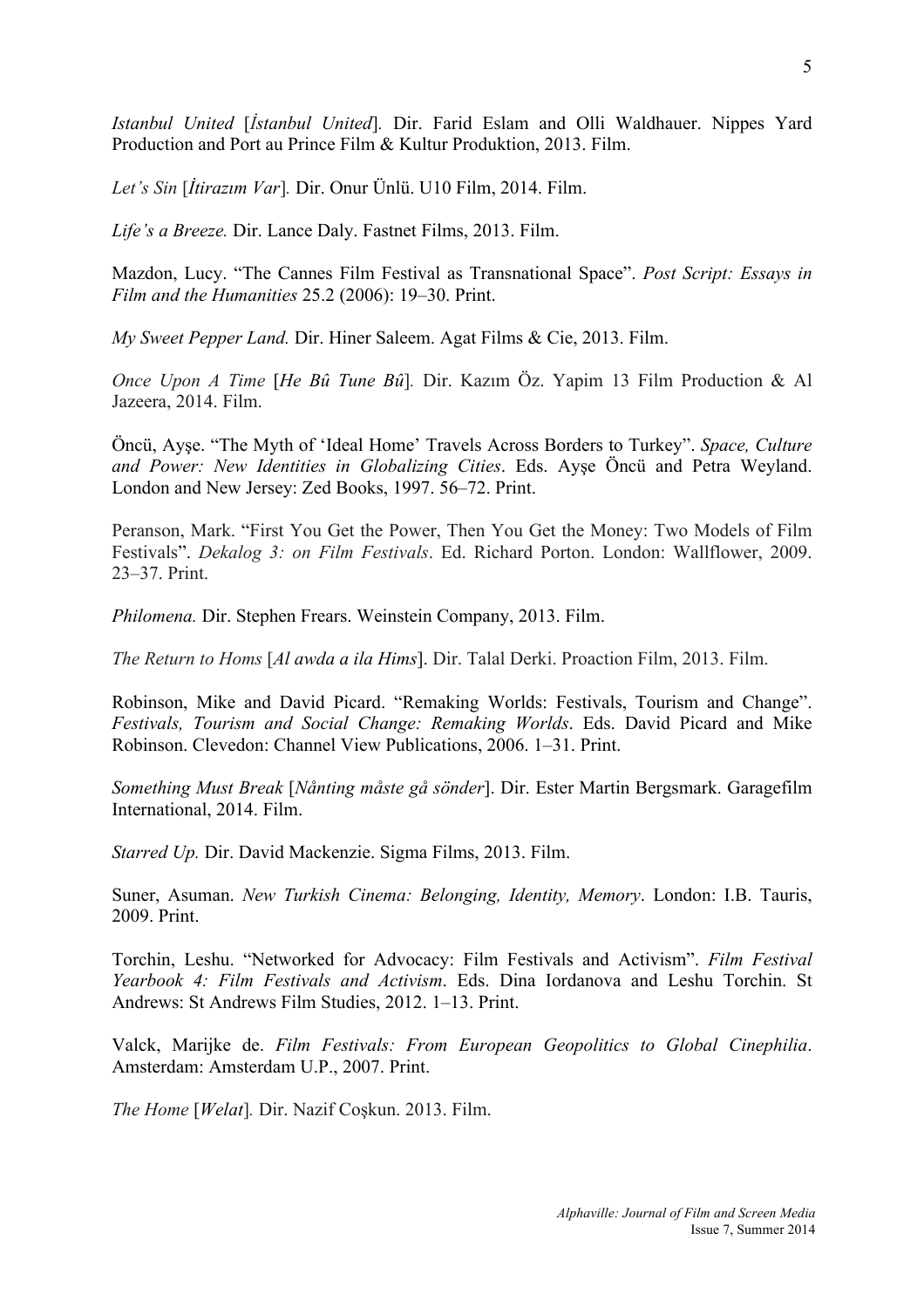*Istanbul United* [*İstanbul United*]. Dir. Farid Eslam and Olli Waldhauer. Nippes Yard Production and Port au Prince Film & Kultur Produktion, 2013. Film.

*Let's Sin* [*İtirazım Var*]. Dir. Onur Ünlü. U10 Film, 2014. Film.

*Life's a Breeze.* Dir. Lance Daly. Fastnet Films, 2013. Film.

Mazdon, Lucy. "The Cannes Film Festival as Transnational Space". *Post Script: Essays in Film and the Humanities* 25.2 (2006): 19–30. Print.

*My Sweet Pepper Land.* Dir. Hiner Saleem. Agat Films & Cie, 2013. Film.

*Once Upon A Time* [*He Bû Tune Bû*]. Dir. Kazım Öz. Yapim 13 Film Production & Al Jazeera, 2014. Film.

Öncü, Ayşe. "The Myth of 'Ideal Home' Travels Across Borders to Turkey". *Space, Culture and Power: New Identities in Globalizing Cities*. Eds. Ayşe Öncü and Petra Weyland. London and New Jersey: Zed Books, 1997. 56–72. Print.

Peranson, Mark. "First You Get the Power, Then You Get the Money: Two Models of Film Festivals". *Dekalog 3: on Film Festivals*. Ed. Richard Porton. London: Wallflower, 2009. 23–37. Print.

*Philomena.* Dir. Stephen Frears. Weinstein Company, 2013. Film.

*The Return to Homs* [*Al awda a ila Hims*]. Dir. Talal Derki. Proaction Film, 2013. Film.

Robinson, Mike and David Picard. "Remaking Worlds: Festivals, Tourism and Change". *Festivals, Tourism and Social Change: Remaking Worlds*. Eds. David Picard and Mike Robinson. Clevedon: Channel View Publications, 2006. 1–31. Print.

*Something Must Break* [*Nånting måste gå sönder*]. Dir. Ester Martin Bergsmark. Garagefilm International, 2014. Film.

*Starred Up.* Dir. David Mackenzie. Sigma Films, 2013. Film.

Suner, Asuman. *New Turkish Cinema: Belonging, Identity, Memory*. London: I.B. Tauris, 2009. Print.

Torchin, Leshu. "Networked for Advocacy: Film Festivals and Activism". *Film Festival Yearbook 4: Film Festivals and Activism*. Eds. Dina Iordanova and Leshu Torchin. St Andrews: St Andrews Film Studies, 2012. 1–13. Print.

Valck, Marijke de. *Film Festivals: From European Geopolitics to Global Cinephilia*. Amsterdam: Amsterdam U.P., 2007. Print.

*The Home* [*Welat*]. Dir. Nazif Coşkun. 2013. Film.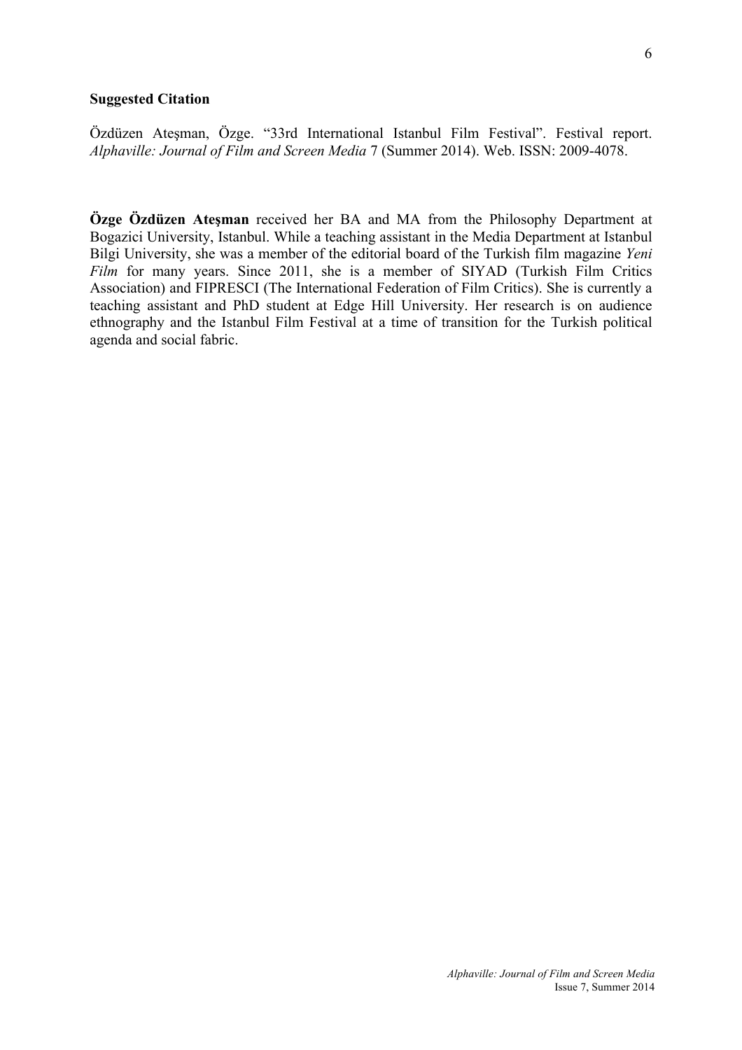**Suggested Citation**

Özdüzen Ateşman, Özge. "33rd International Istanbul Film Festival". Festival report. *Alphaville: Journal of Film and Screen Media* 7 (Summer 2014). Web. ISSN: 2009-4078.

**Özge Özdüzen Ateşman** received her BA and MA from the Philosophy Department at Bogazici University, Istanbul. While a teaching assistant in the Media Department at Istanbul Bilgi University, she was a member of the editorial board of the Turkish film magazine *Yeni Film* for many years. Since 2011, she is a member of SIYAD (Turkish Film Critics Association) and FIPRESCI (The International Federation of Film Critics). She is currently a teaching assistant and PhD student at Edge Hill University. Her research is on audience ethnography and the Istanbul Film Festival at a time of transition for the Turkish political agenda and social fabric.